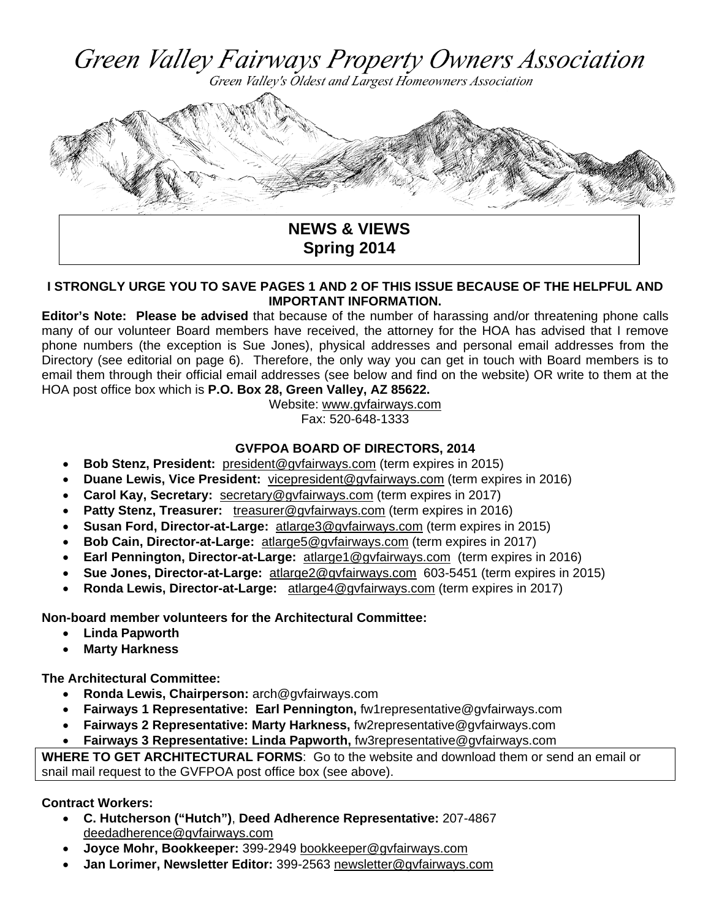# *Green Valley Fairways Property Owners Association*

*Green Valley's Oldest and Largest Homeowners Association*

## NEWS & VIEWS
## Spring 2014

**I STRONGLY URGE YOU TO SAVE PAGES 1 AND 2 OF THIS ISSUE BECAUSE OF THE HELPFUL AND IMPORTANT INFORMATION.**

**Editor's Note: Please be advised** that because of the number of harassing and/or threatening phone calls many of our volunteer Board members have received, the attorney for the HOA has advised that I remove phone numbers (the exception is Sue Jones), physical addresses and personal email addresses from the Directory (see editorial on page 6). Therefore, the only way you can get in touch with Board members is to email them through their official email addresses (see below and find on the website) OR write to them at the HOA post office box which is **P.O. Box 28, Green Valley, AZ 85622.**

Website: www.gvfairways.com
Fax: 520-648-1333

### GVFPOA BOARD OF DIRECTORS, 2014

- **Bob Stenz, President:** president@gvfairways.com (term expires in 2015)
- **Duane Lewis, Vice President:** vicepresident@gvfairways.com (term expires in 2016)
- **Carol Kay, Secretary:** secretary@gvfairways.com (term expires in 2017)
- **Patty Stenz, Treasurer:** treasurer@gvfairways.com (term expires in 2016)
- **Susan Ford, Director-at-Large:** atlarge3@gvfairways.com (term expires in 2015)
- **Bob Cain, Director-at-Large:** atlarge5@gvfairways.com (term expires in 2017)
- **Earl Pennington, Director-at-Large:** atlarge1@gvfairways.com (term expires in 2016)
- **Sue Jones, Director-at-Large:** atlarge2@gvfairways.com 603-5451 (term expires in 2015)
- **Ronda Lewis, Director-at-Large:** atlarge4@gvfairways.com (term expires in 2017)

**Non-board member volunteers for the Architectural Committee:**

- **Linda Papworth**
- **Marty Harkness**

**The Architectural Committee:**

- **Ronda Lewis, Chairperson:** arch@gvfairways.com
- **Fairways 1 Representative: Earl Pennington,** fw1representative@gvfairways.com
- **Fairways 2 Representative: Marty Harkness,** fw2representative@gvfairways.com
- **Fairways 3 Representative: Linda Papworth,** fw3representative@gvfairways.com

**WHERE TO GET ARCHITECTURAL FORMS**: Go to the website and download them or send an email or snail mail request to the GVFPOA post office box (see above).

**Contract Workers:**

- **C. Hutcherson ("Hutch")**, **Deed Adherence Representative:** 207-4867 deedadherence@gvfairways.com
- **Joyce Mohr, Bookkeeper:** 399-2949 bookkeeper@gvfairways.com
- **Jan Lorimer, Newsletter Editor:** 399-2563 newsletter@gvfairways.com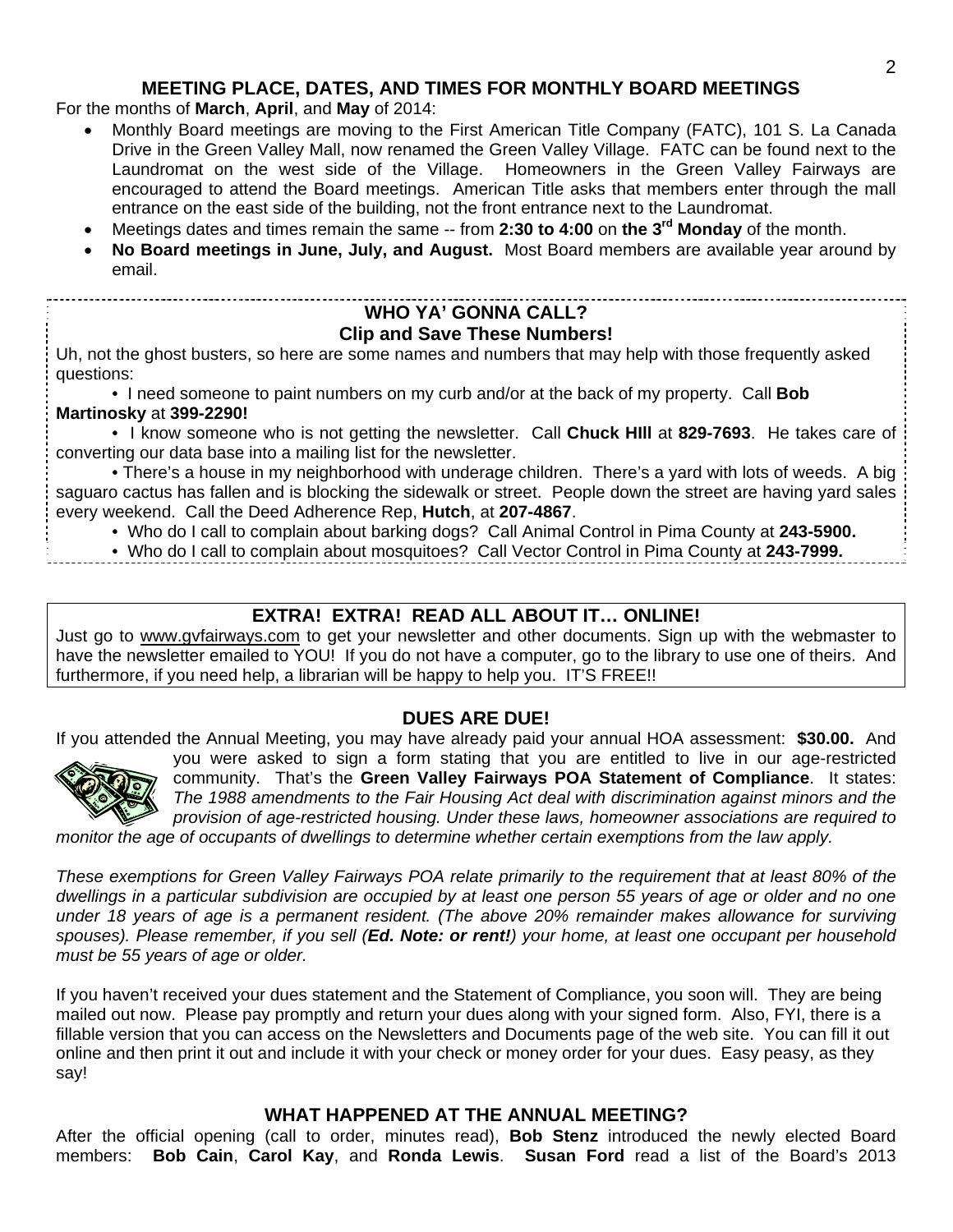## MEETING PLACE, DATES, AND TIMES FOR MONTHLY BOARD MEETINGS

For the months of **March**, **April**, and **May** of 2014:

- Monthly Board meetings are moving to the First American Title Company (FATC), 101 S. La Canada Drive in the Green Valley Mall, now renamed the Green Valley Village. FATC can be found next to the Laundromat on the west side of the Village. Homeowners in the Green Valley Fairways are encouraged to attend the Board meetings. American Title asks that members enter through the mall entrance on the east side of the building, not the front entrance next to the Laundromat.
- Meetings dates and times remain the same -- from **2:30 to 4:00** on **the 3rd Monday** of the month.
- **No Board meetings in June, July, and August.** Most Board members are available year around by email.

## WHO YA' GONNA CALL?
### Clip and Save These Numbers!

Uh, not the ghost busters, so here are some names and numbers that may help with those frequently asked questions:

- I need someone to paint numbers on my curb and/or at the back of my property. Call **Bob Martinosky** at **399-2290!**
- I know someone who is not getting the newsletter. Call **Chuck HIll** at **829-7693**. He takes care of converting our data base into a mailing list for the newsletter.
- There's a house in my neighborhood with underage children. There's a yard with lots of weeds. A big saguaro cactus has fallen and is blocking the sidewalk or street. People down the street are having yard sales every weekend. Call the Deed Adherence Rep, **Hutch**, at **207-4867**.
- Who do I call to complain about barking dogs? Call Animal Control in Pima County at **243-5900.**
- Who do I call to complain about mosquitoes? Call Vector Control in Pima County at **243-7999.**

## EXTRA! EXTRA! READ ALL ABOUT IT… ONLINE!

Just go to www.gvfairways.com to get your newsletter and other documents. Sign up with the webmaster to have the newsletter emailed to YOU! If you do not have a computer, go to the library to use one of theirs. And furthermore, if you need help, a librarian will be happy to help you. IT'S FREE!!

## DUES ARE DUE!

If you attended the Annual Meeting, you may have already paid your annual HOA assessment: **$30.00.** And you were asked to sign a form stating that you are entitled to live in our age-restricted community. That's the **Green Valley Fairways POA Statement of Compliance**. It states: *The 1988 amendments to the Fair Housing Act deal with discrimination against minors and the provision of age-restricted housing. Under these laws, homeowner associations are required to monitor the age of occupants of dwellings to determine whether certain exemptions from the law apply.*

*These exemptions for Green Valley Fairways POA relate primarily to the requirement that at least 80% of the dwellings in a particular subdivision are occupied by at least one person 55 years of age or older and no one under 18 years of age is a permanent resident. (The above 20% remainder makes allowance for surviving spouses). Please remember, if you sell (**Ed. Note: or rent!**) your home, at least one occupant per household must be 55 years of age or older.*

If you haven't received your dues statement and the Statement of Compliance, you soon will. They are being mailed out now. Please pay promptly and return your dues along with your signed form. Also, FYI, there is a fillable version that you can access on the Newsletters and Documents page of the web site. You can fill it out online and then print it out and include it with your check or money order for your dues. Easy peasy, as they say!

## WHAT HAPPENED AT THE ANNUAL MEETING?

After the official opening (call to order, minutes read), **Bob Stenz** introduced the newly elected Board members: **Bob Cain**, **Carol Kay**, and **Ronda Lewis**. **Susan Ford** read a list of the Board's 2013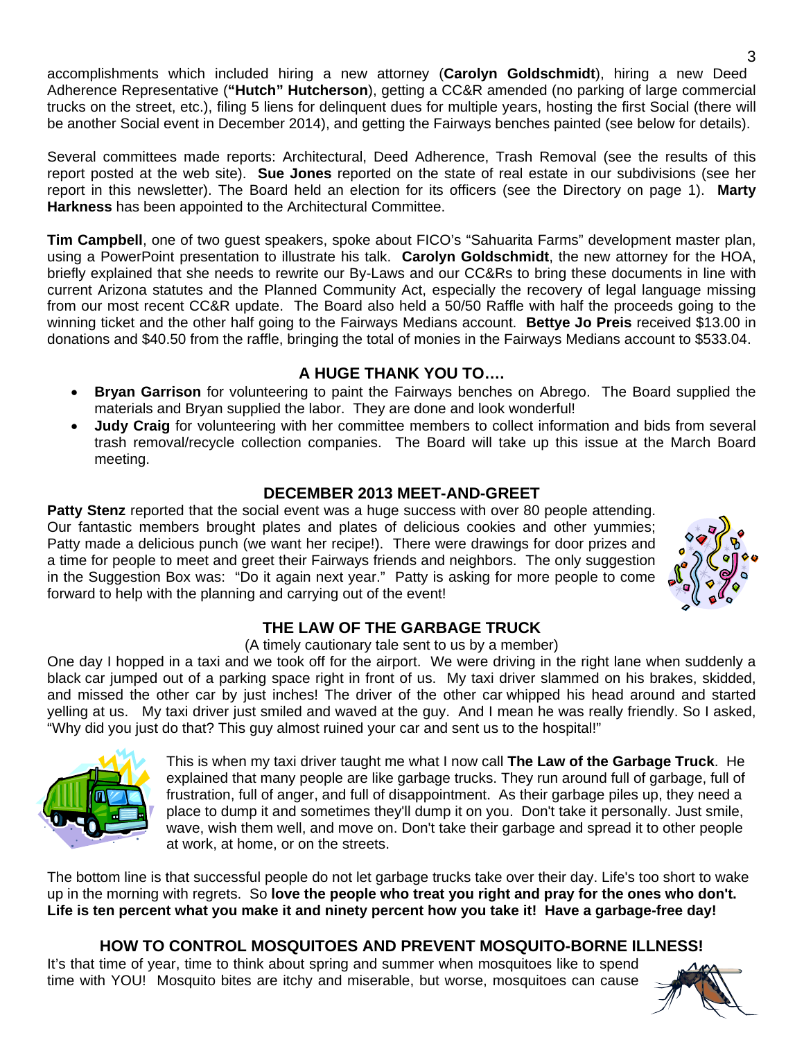accomplishments which included hiring a new attorney (**Carolyn Goldschmidt**), hiring a new Deed Adherence Representative (**"Hutch" Hutcherson**), getting a CC&R amended (no parking of large commercial trucks on the street, etc.), filing 5 liens for delinquent dues for multiple years, hosting the first Social (there will be another Social event in December 2014), and getting the Fairways benches painted (see below for details).

Several committees made reports: Architectural, Deed Adherence, Trash Removal (see the results of this report posted at the web site). **Sue Jones** reported on the state of real estate in our subdivisions (see her report in this newsletter). The Board held an election for its officers (see the Directory on page 1). **Marty Harkness** has been appointed to the Architectural Committee.

**Tim Campbell**, one of two guest speakers, spoke about FICO's "Sahuarita Farms" development master plan, using a PowerPoint presentation to illustrate his talk. **Carolyn Goldschmidt**, the new attorney for the HOA, briefly explained that she needs to rewrite our By-Laws and our CC&Rs to bring these documents in line with current Arizona statutes and the Planned Community Act, especially the recovery of legal language missing from our most recent CC&R update. The Board also held a 50/50 Raffle with half the proceeds going to the winning ticket and the other half going to the Fairways Medians account. **Bettye Jo Preis** received $13.00 in donations and $40.50 from the raffle, bringing the total of monies in the Fairways Medians account to $533.04.

## A HUGE THANK YOU TO….

- **Bryan Garrison** for volunteering to paint the Fairways benches on Abrego. The Board supplied the materials and Bryan supplied the labor. They are done and look wonderful!
- **Judy Craig** for volunteering with her committee members to collect information and bids from several trash removal/recycle collection companies. The Board will take up this issue at the March Board meeting.

## DECEMBER 2013 MEET-AND-GREET

**Patty Stenz** reported that the social event was a huge success with over 80 people attending. Our fantastic members brought plates and plates of delicious cookies and other yummies; Patty made a delicious punch (we want her recipe!). There were drawings for door prizes and a time for people to meet and greet their Fairways friends and neighbors. The only suggestion in the Suggestion Box was: "Do it again next year." Patty is asking for more people to come forward to help with the planning and carrying out of the event!

## THE LAW OF THE GARBAGE TRUCK

(A timely cautionary tale sent to us by a member)

One day I hopped in a taxi and we took off for the airport. We were driving in the right lane when suddenly a black car jumped out of a parking space right in front of us. My taxi driver slammed on his brakes, skidded, and missed the other car by just inches! The driver of the other car whipped his head around and started yelling at us. My taxi driver just smiled and waved at the guy. And I mean he was really friendly. So I asked, "Why did you just do that? This guy almost ruined your car and sent us to the hospital!"

This is when my taxi driver taught me what I now call **The Law of the Garbage Truck**. He explained that many people are like garbage trucks. They run around full of garbage, full of frustration, full of anger, and full of disappointment. As their garbage piles up, they need a place to dump it and sometimes they'll dump it on you. Don't take it personally. Just smile, wave, wish them well, and move on. Don't take their garbage and spread it to other people at work, at home, or on the streets.

The bottom line is that successful people do not let garbage trucks take over their day. Life's too short to wake up in the morning with regrets. So **love the people who treat you right and pray for the ones who don't. Life is ten percent what you make it and ninety percent how you take it! Have a garbage-free day!**

## HOW TO CONTROL MOSQUITOES AND PREVENT MOSQUITO-BORNE ILLNESS!

It's that time of year, time to think about spring and summer when mosquitoes like to spend time with YOU! Mosquito bites are itchy and miserable, but worse, mosquitoes can cause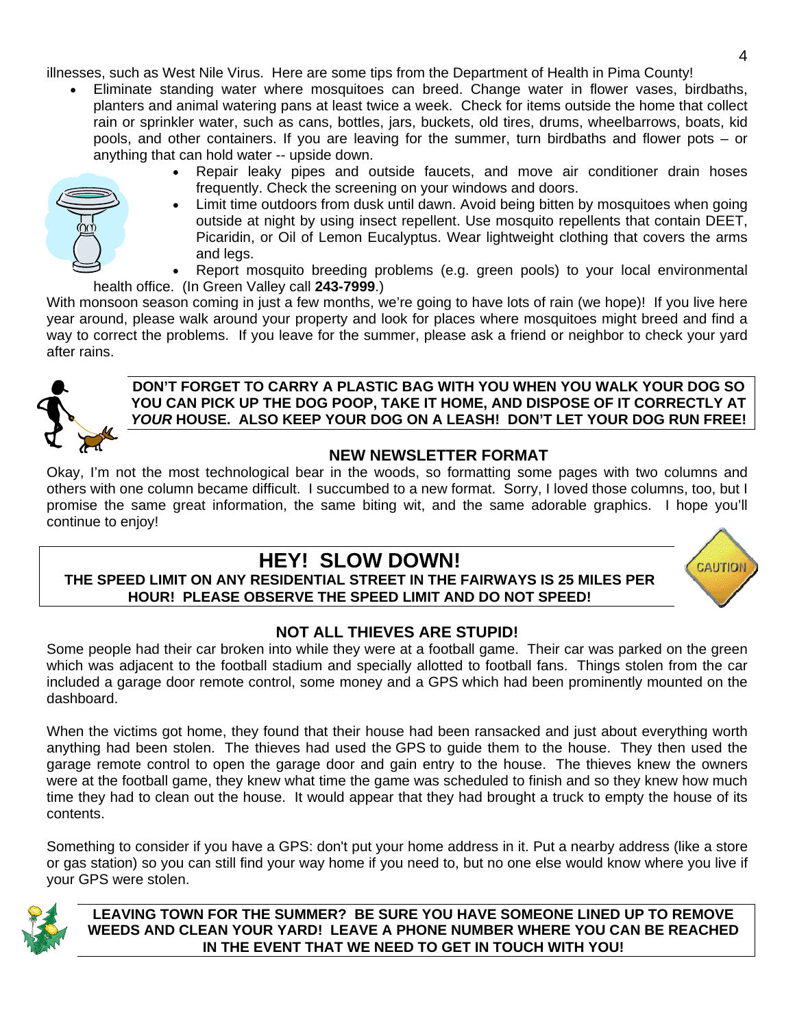illnesses, such as West Nile Virus. Here are some tips from the Department of Health in Pima County!

- Eliminate standing water where mosquitoes can breed. Change water in flower vases, birdbaths, planters and animal watering pans at least twice a week. Check for items outside the home that collect rain or sprinkler water, such as cans, bottles, jars, buckets, old tires, drums, wheelbarrows, boats, kid pools, and other containers. If you are leaving for the summer, turn birdbaths and flower pots – or anything that can hold water -- upside down.
- Repair leaky pipes and outside faucets, and move air conditioner drain hoses frequently. Check the screening on your windows and doors.
- Limit time outdoors from dusk until dawn. Avoid being bitten by mosquitoes when going outside at night by using insect repellent. Use mosquito repellents that contain DEET, Picaridin, or Oil of Lemon Eucalyptus. Wear lightweight clothing that covers the arms and legs.
- Report mosquito breeding problems (e.g. green pools) to your local environmental health office. (In Green Valley call **243-7999**.)

With monsoon season coming in just a few months, we're going to have lots of rain (we hope)! If you live here year around, please walk around your property and look for places where mosquitoes might breed and find a way to correct the problems. If you leave for the summer, please ask a friend or neighbor to check your yard after rains.

**DON'T FORGET TO CARRY A PLASTIC BAG WITH YOU WHEN YOU WALK YOUR DOG SO YOU CAN PICK UP THE DOG POOP, TAKE IT HOME, AND DISPOSE OF IT CORRECTLY AT *YOUR* HOUSE. ALSO KEEP YOUR DOG ON A LEASH! DON'T LET YOUR DOG RUN FREE!**

## NEW NEWSLETTER FORMAT

Okay, I'm not the most technological bear in the woods, so formatting some pages with two columns and others with one column became difficult. I succumbed to a new format. Sorry, I loved those columns, too, but I promise the same great information, the same biting wit, and the same adorable graphics. I hope you'll continue to enjoy!

## HEY! SLOW DOWN!

**THE SPEED LIMIT ON ANY RESIDENTIAL STREET IN THE FAIRWAYS IS 25 MILES PER HOUR! PLEASE OBSERVE THE SPEED LIMIT AND DO NOT SPEED!**

## NOT ALL THIEVES ARE STUPID!

Some people had their car broken into while they were at a football game. Their car was parked on the green which was adjacent to the football stadium and specially allotted to football fans. Things stolen from the car included a garage door remote control, some money and a GPS which had been prominently mounted on the dashboard.

When the victims got home, they found that their house had been ransacked and just about everything worth anything had been stolen. The thieves had used the GPS to guide them to the house. They then used the garage remote control to open the garage door and gain entry to the house. The thieves knew the owners were at the football game, they knew what time the game was scheduled to finish and so they knew how much time they had to clean out the house. It would appear that they had brought a truck to empty the house of its contents.

Something to consider if you have a GPS: don't put your home address in it. Put a nearby address (like a store or gas station) so you can still find your way home if you need to, but no one else would know where you live if your GPS were stolen.

**LEAVING TOWN FOR THE SUMMER? BE SURE YOU HAVE SOMEONE LINED UP TO REMOVE WEEDS AND CLEAN YOUR YARD! LEAVE A PHONE NUMBER WHERE YOU CAN BE REACHED IN THE EVENT THAT WE NEED TO GET IN TOUCH WITH YOU!**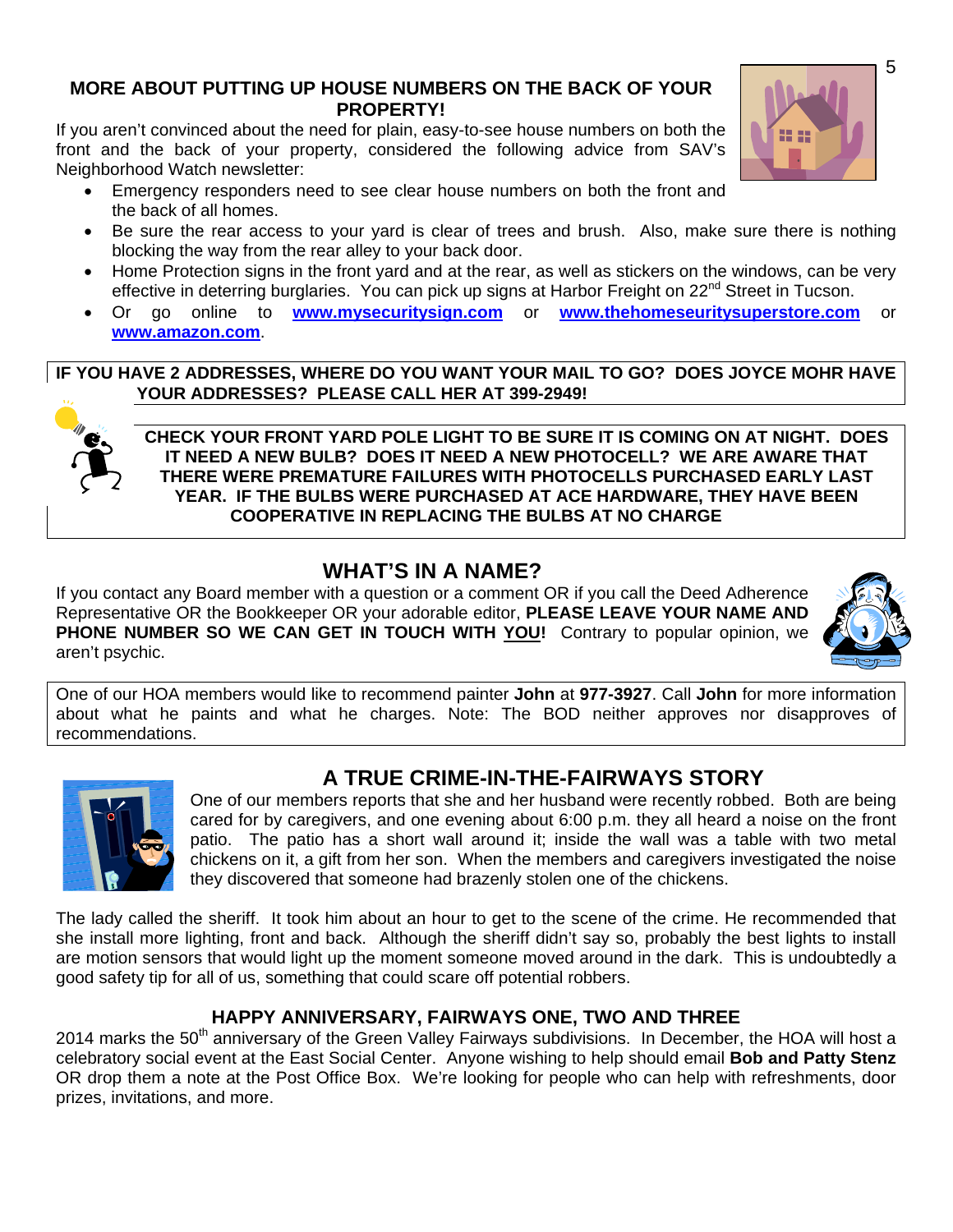## MORE ABOUT PUTTING UP HOUSE NUMBERS ON THE BACK OF YOUR PROPERTY!

If you aren't convinced about the need for plain, easy-to-see house numbers on both the front and the back of your property, considered the following advice from SAV's Neighborhood Watch newsletter:

- Emergency responders need to see clear house numbers on both the front and the back of all homes.
- Be sure the rear access to your yard is clear of trees and brush. Also, make sure there is nothing blocking the way from the rear alley to your back door.
- Home Protection signs in the front yard and at the rear, as well as stickers on the windows, can be very effective in deterring burglaries. You can pick up signs at Harbor Freight on 22nd Street in Tucson.
- Or go online to **www.mysecuritysign.com** or **www.thehomeseuritysuperstore.com** or **www.amazon.com**.

**IF YOU HAVE 2 ADDRESSES, WHERE DO YOU WANT YOUR MAIL TO GO? DOES JOYCE MOHR HAVE YOUR ADDRESSES? PLEASE CALL HER AT 399-2949!**

**CHECK YOUR FRONT YARD POLE LIGHT TO BE SURE IT IS COMING ON AT NIGHT. DOES IT NEED A NEW BULB? DOES IT NEED A NEW PHOTOCELL? WE ARE AWARE THAT THERE WERE PREMATURE FAILURES WITH PHOTOCELLS PURCHASED EARLY LAST YEAR. IF THE BULBS WERE PURCHASED AT ACE HARDWARE, THEY HAVE BEEN COOPERATIVE IN REPLACING THE BULBS AT NO CHARGE**

## WHAT'S IN A NAME?

If you contact any Board member with a question or a comment OR if you call the Deed Adherence Representative OR the Bookkeeper OR your adorable editor, **PLEASE LEAVE YOUR NAME AND PHONE NUMBER SO WE CAN GET IN TOUCH WITH <u>YOU</u>!** Contrary to popular opinion, we aren't psychic.

One of our HOA members would like to recommend painter **John** at **977-3927**. Call **John** for more information about what he paints and what he charges. Note: The BOD neither approves nor disapproves of recommendations.

## A TRUE CRIME-IN-THE-FAIRWAYS STORY

One of our members reports that she and her husband were recently robbed. Both are being cared for by caregivers, and one evening about 6:00 p.m. they all heard a noise on the front patio. The patio has a short wall around it; inside the wall was a table with two metal chickens on it, a gift from her son. When the members and caregivers investigated the noise they discovered that someone had brazenly stolen one of the chickens.

The lady called the sheriff. It took him about an hour to get to the scene of the crime. He recommended that she install more lighting, front and back. Although the sheriff didn't say so, probably the best lights to install are motion sensors that would light up the moment someone moved around in the dark. This is undoubtedly a good safety tip for all of us, something that could scare off potential robbers.

### HAPPY ANNIVERSARY, FAIRWAYS ONE, TWO AND THREE

2014 marks the 50th anniversary of the Green Valley Fairways subdivisions. In December, the HOA will host a celebratory social event at the East Social Center. Anyone wishing to help should email **Bob and Patty Stenz** OR drop them a note at the Post Office Box. We're looking for people who can help with refreshments, door prizes, invitations, and more.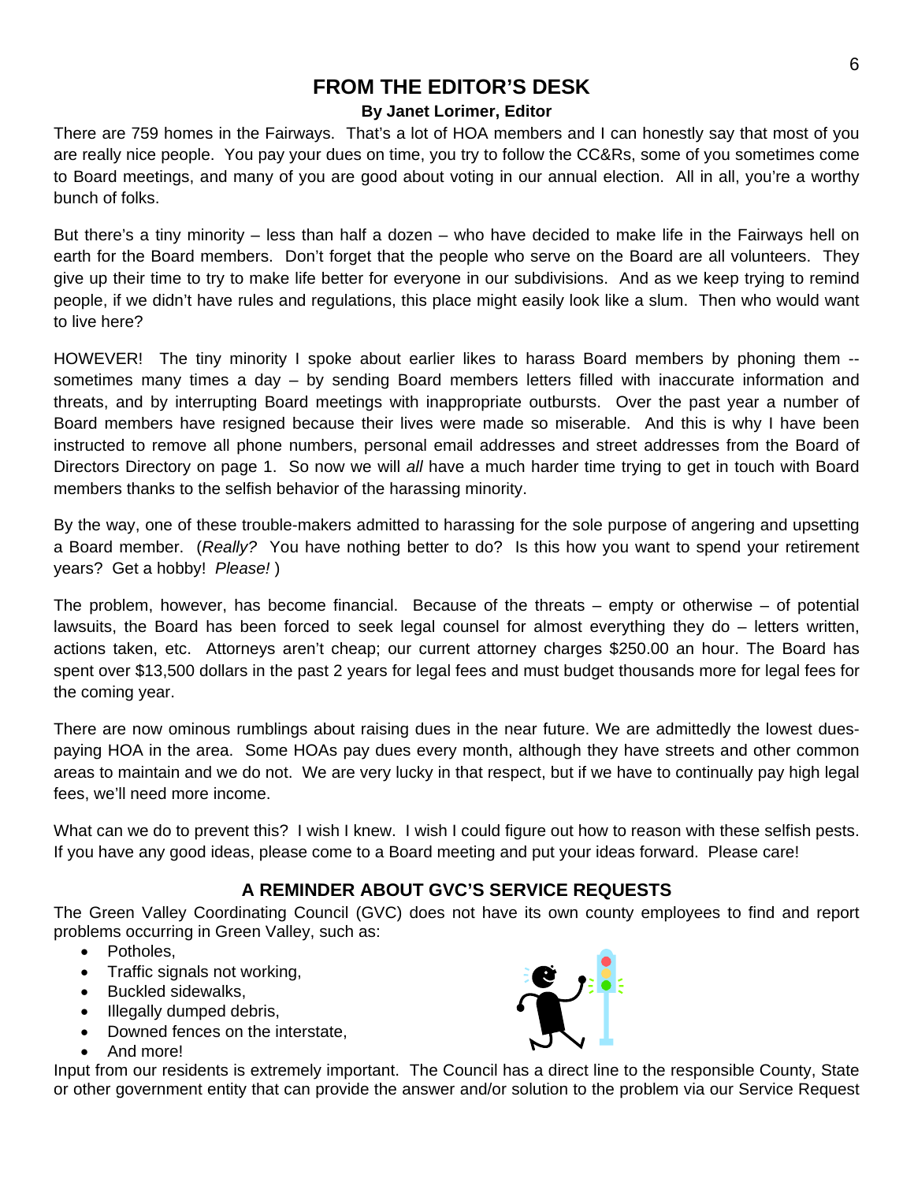## FROM THE EDITOR'S DESK

**By Janet Lorimer, Editor**

There are 759 homes in the Fairways. That's a lot of HOA members and I can honestly say that most of you are really nice people. You pay your dues on time, you try to follow the CC&Rs, some of you sometimes come to Board meetings, and many of you are good about voting in our annual election. All in all, you're a worthy bunch of folks.

But there's a tiny minority – less than half a dozen – who have decided to make life in the Fairways hell on earth for the Board members. Don't forget that the people who serve on the Board are all volunteers. They give up their time to try to make life better for everyone in our subdivisions. And as we keep trying to remind people, if we didn't have rules and regulations, this place might easily look like a slum. Then who would want to live here?

HOWEVER! The tiny minority I spoke about earlier likes to harass Board members by phoning them -- sometimes many times a day – by sending Board members letters filled with inaccurate information and threats, and by interrupting Board meetings with inappropriate outbursts. Over the past year a number of Board members have resigned because their lives were made so miserable. And this is why I have been instructed to remove all phone numbers, personal email addresses and street addresses from the Board of Directors Directory on page 1. So now we will *all* have a much harder time trying to get in touch with Board members thanks to the selfish behavior of the harassing minority.

By the way, one of these trouble-makers admitted to harassing for the sole purpose of angering and upsetting a Board member. (*Really?* You have nothing better to do? Is this how you want to spend your retirement years? Get a hobby! *Please!* )

The problem, however, has become financial. Because of the threats – empty or otherwise – of potential lawsuits, the Board has been forced to seek legal counsel for almost everything they do – letters written, actions taken, etc. Attorneys aren't cheap; our current attorney charges $250.00 an hour. The Board has spent over $13,500 dollars in the past 2 years for legal fees and must budget thousands more for legal fees for the coming year.

There are now ominous rumblings about raising dues in the near future. We are admittedly the lowest dues-paying HOA in the area. Some HOAs pay dues every month, although they have streets and other common areas to maintain and we do not. We are very lucky in that respect, but if we have to continually pay high legal fees, we'll need more income.

What can we do to prevent this? I wish I knew. I wish I could figure out how to reason with these selfish pests. If you have any good ideas, please come to a Board meeting and put your ideas forward. Please care!

## A REMINDER ABOUT GVC'S SERVICE REQUESTS

The Green Valley Coordinating Council (GVC) does not have its own county employees to find and report problems occurring in Green Valley, such as:

- Potholes,
- Traffic signals not working,
- Buckled sidewalks,
- Illegally dumped debris,
- Downed fences on the interstate,
- And more!

Input from our residents is extremely important. The Council has a direct line to the responsible County, State or other government entity that can provide the answer and/or solution to the problem via our Service Request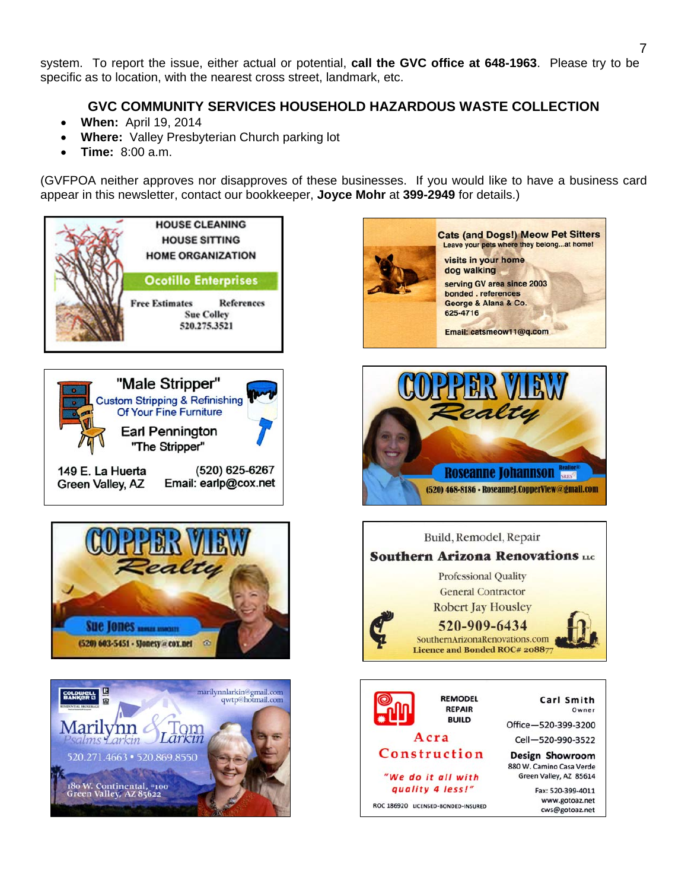system. To report the issue, either actual or potential, **call the GVC office at 648-1963**. Please try to be specific as to location, with the nearest cross street, landmark, etc.

## GVC COMMUNITY SERVICES HOUSEHOLD HAZARDOUS WASTE COLLECTION

- **When:** April 19, 2014
- **Where:** Valley Presbyterian Church parking lot
- **Time:** 8:00 a.m.

(GVFPOA neither approves nor disapproves of these businesses. If you would like to have a business card appear in this newsletter, contact our bookkeeper, **Joyce Mohr** at **399-2949** for details.)

HOUSE CLEANING
HOUSE SITTING
HOME ORGANIZATION
**Ocotillo Enterprises**
Free Estimates References
Sue Colley
520.275.3521

**Cats (and Dogs!) Meow Pet Sitters**
Leave your pets where they belong...at home!
visits in your home
dog walking
serving GV area since 2003
bonded . references
George & Alana & Co.
625-4716
Email: catsmeow11@q.com

**"Male Stripper"**
Custom Stripping & Refinishing Of Your Fine Furniture
Earl Pennington
"The Stripper"
149 E. La Huerta
Green Valley, AZ
(520) 625-6267
Email: earlp@cox.net

**COPPER VIEW Realty**
Roseanne Johannson Realtor® SRES
(520) 468-8186 • RoseanneJ.CopperView@gmail.com

**COPPER VIEW Realty**
Sue Jones
(520) 603-5451 • Sjonesy@cox.net

Build, Remodel, Repair
**Southern Arizona Renovations LLC**
Professional Quality
General Contractor
Robert Jay Housley
520-909-6434
SouthernArizonaRenovations.com
Licence and Bonded ROC# 208877

COLDWELL BANKER
marilynnlarkin@gmail.com
qwtp@hotmail.com
Marilynn & Tom Larkin
520.271.4663 • 520.869.8550
180 W. Continental, #100
Green Valley, AZ 85622

REMODEL
REPAIR
BUILD
**Acra Construction**
"We do it all with quality 4 less!"
ROC 186920 LICENSED-BONDED-INSURED
Carl Smith
Owner
Office—520-399-3200
Cell—520-990-3522
**Design Showroom**
880 W. Camino Casa Verde
Green Valley, AZ 85614
Fax: 520-399-4011
www.gotoaz.net
cws@gotoaz.net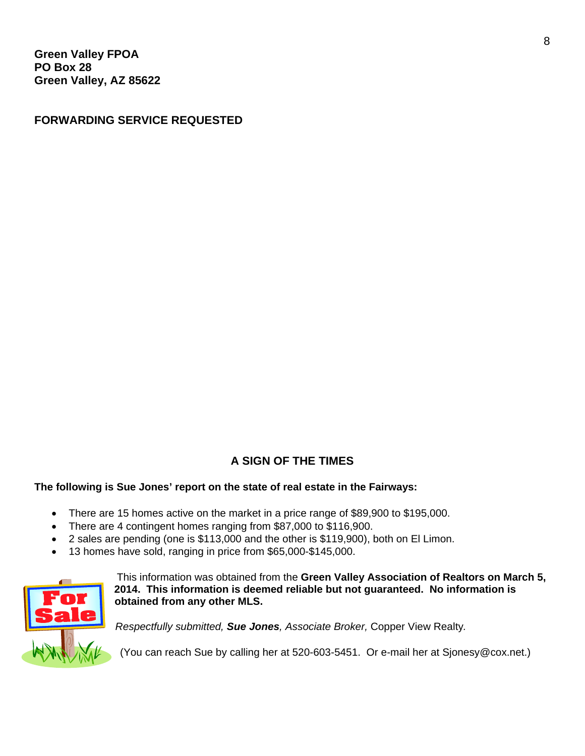**Green Valley FPOA**
**PO Box 28**
**Green Valley, AZ 85622**

**FORWARDING SERVICE REQUESTED**

## A SIGN OF THE TIMES

**The following is Sue Jones' report on the state of real estate in the Fairways:**

- There are 15 homes active on the market in a price range of $89,900 to $195,000.
- There are 4 contingent homes ranging from $87,000 to $116,900.
- 2 sales are pending (one is $113,000 and the other is $119,900), both on El Limon.
- 13 homes have sold, ranging in price from $65,000-$145,000.

This information was obtained from the **Green Valley Association of Realtors on March 5, 2014. This information is deemed reliable but not guaranteed. No information is obtained from any other MLS.**

*Respectfully submitted,* ***Sue Jones****, Associate Broker,* Copper View Realty.

(You can reach Sue by calling her at 520-603-5451. Or e-mail her at Sjonesy@cox.net.)